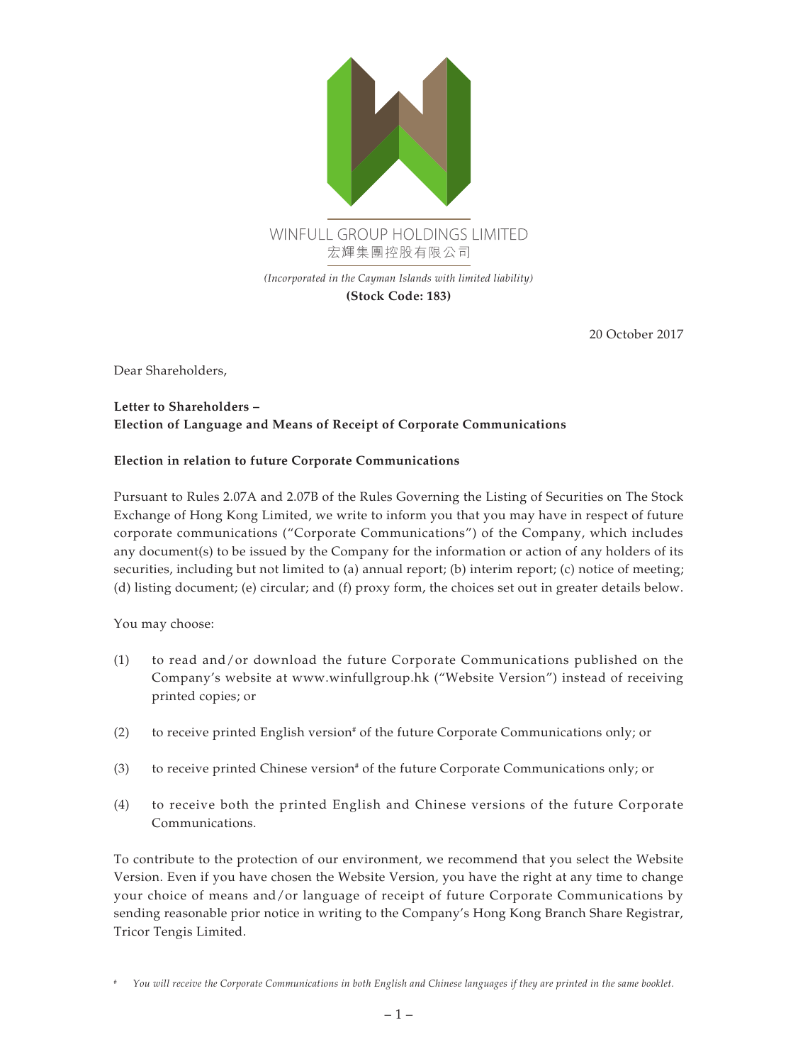WINFULL GROUP HOLDINGS LIMITED
宏輝集團控股有限公司

*(Incorporated in the Cayman Islands with limited liability)*

**(Stock Code: 183)**

20 October 2017

Dear Shareholders,

**Letter to Shareholders –**
**Election of Language and Means of Receipt of Corporate Communications**

**Election in relation to future Corporate Communications**

Pursuant to Rules 2.07A and 2.07B of the Rules Governing the Listing of Securities on The Stock Exchange of Hong Kong Limited, we write to inform you that you may have in respect of future corporate communications ("Corporate Communications") of the Company, which includes any document(s) to be issued by the Company for the information or action of any holders of its securities, including but not limited to (a) annual report; (b) interim report; (c) notice of meeting; (d) listing document; (e) circular; and (f) proxy form, the choices set out in greater details below.

You may choose:

(1) to read and/or download the future Corporate Communications published on the Company's website at www.winfullgroup.hk ("Website Version") instead of receiving printed copies; or

(2) to receive printed English version[#] of the future Corporate Communications only; or

(3) to receive printed Chinese version[#] of the future Corporate Communications only; or

(4) to receive both the printed English and Chinese versions of the future Corporate Communications.

To contribute to the protection of our environment, we recommend that you select the Website Version. Even if you have chosen the Website Version, you have the right at any time to change your choice of means and/or language of receipt of future Corporate Communications by sending reasonable prior notice in writing to the Company's Hong Kong Branch Share Registrar, Tricor Tengis Limited.

[#] *You will receive the Corporate Communications in both English and Chinese languages if they are printed in the same booklet.*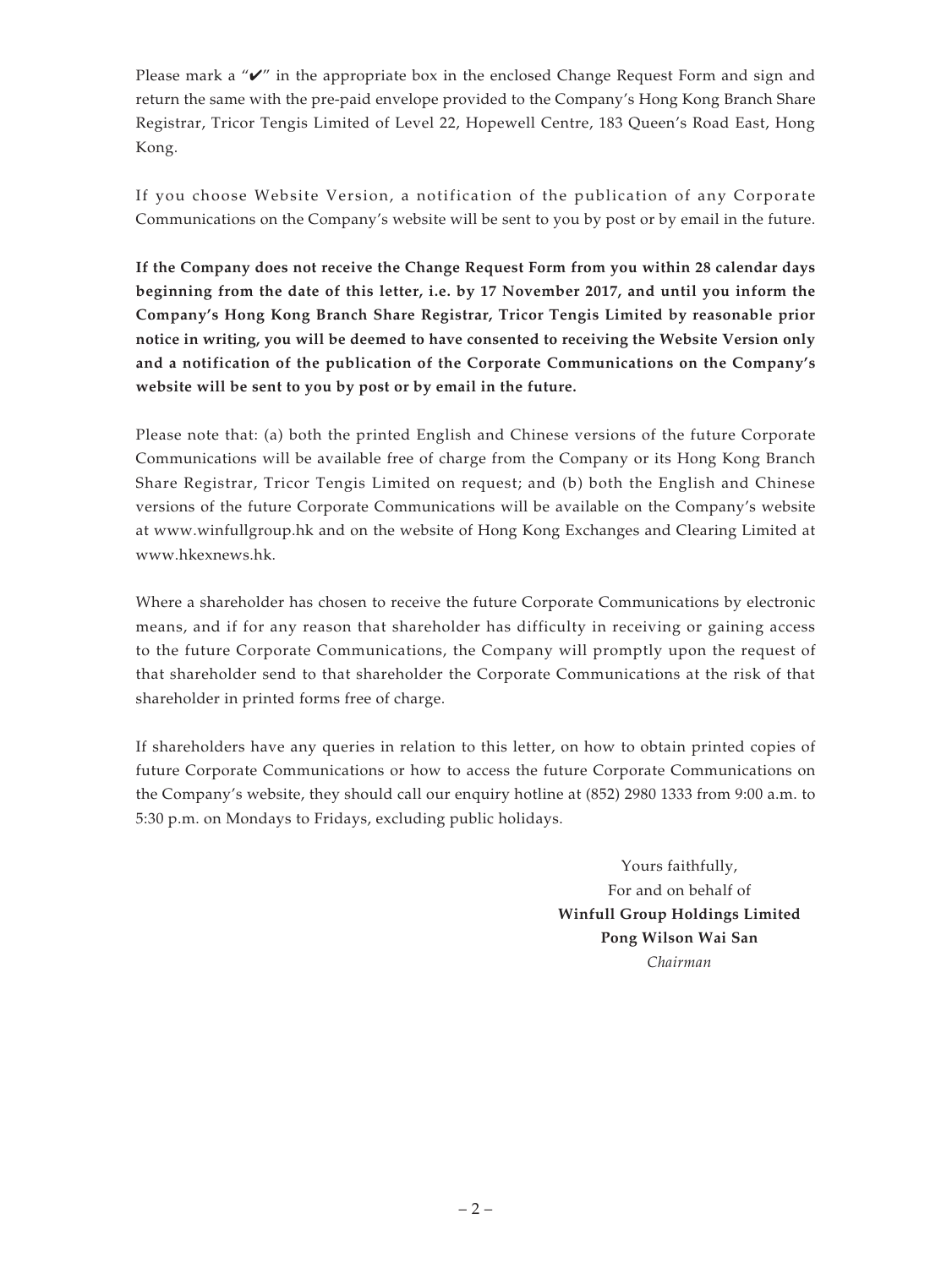Please mark a "✔" in the appropriate box in the enclosed Change Request Form and sign and return the same with the pre-paid envelope provided to the Company's Hong Kong Branch Share Registrar, Tricor Tengis Limited of Level 22, Hopewell Centre, 183 Queen's Road East, Hong Kong.

If you choose Website Version, a notification of the publication of any Corporate Communications on the Company's website will be sent to you by post or by email in the future.

**If the Company does not receive the Change Request Form from you within 28 calendar days beginning from the date of this letter, i.e. by 17 November 2017, and until you inform the Company's Hong Kong Branch Share Registrar, Tricor Tengis Limited by reasonable prior notice in writing, you will be deemed to have consented to receiving the Website Version only and a notification of the publication of the Corporate Communications on the Company's website will be sent to you by post or by email in the future.**

Please note that: (a) both the printed English and Chinese versions of the future Corporate Communications will be available free of charge from the Company or its Hong Kong Branch Share Registrar, Tricor Tengis Limited on request; and (b) both the English and Chinese versions of the future Corporate Communications will be available on the Company's website at www.winfullgroup.hk and on the website of Hong Kong Exchanges and Clearing Limited at www.hkexnews.hk.

Where a shareholder has chosen to receive the future Corporate Communications by electronic means, and if for any reason that shareholder has difficulty in receiving or gaining access to the future Corporate Communications, the Company will promptly upon the request of that shareholder send to that shareholder the Corporate Communications at the risk of that shareholder in printed forms free of charge.

If shareholders have any queries in relation to this letter, on how to obtain printed copies of future Corporate Communications or how to access the future Corporate Communications on the Company's website, they should call our enquiry hotline at (852) 2980 1333 from 9:00 a.m. to 5:30 p.m. on Mondays to Fridays, excluding public holidays.

Yours faithfully,
For and on behalf of
**Winfull Group Holdings Limited**
**Pong Wilson Wai San**
*Chairman*